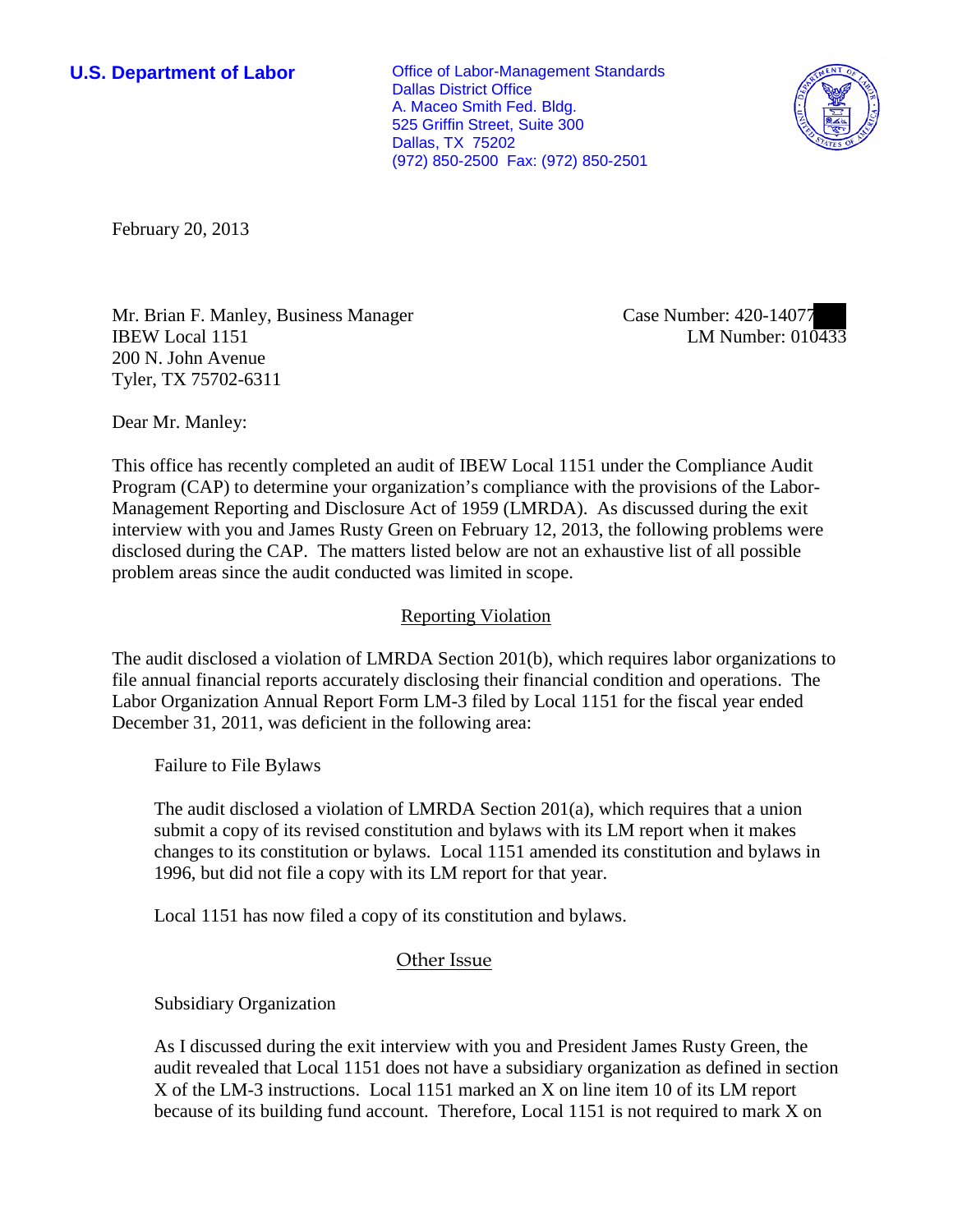**U.S. Department of Labor**

Office of Labor-Management Standards
Dallas District Office
A. Maceo Smith Fed. Bldg.
525 Griffin Street, Suite 300
Dallas, TX 75202
(972) 850-2500 Fax: (972) 850-2501

February 20, 2013

Mr. Brian F. Manley, Business Manager
IBEW Local 1151
200 N. John Avenue
Tyler, TX 75702-6311

Case Number: 420-14077
LM Number: 010433

Dear Mr. Manley:

This office has recently completed an audit of IBEW Local 1151 under the Compliance Audit Program (CAP) to determine your organization's compliance with the provisions of the Labor-Management Reporting and Disclosure Act of 1959 (LMRDA). As discussed during the exit interview with you and James Rusty Green on February 12, 2013, the following problems were disclosed during the CAP. The matters listed below are not an exhaustive list of all possible problem areas since the audit conducted was limited in scope.

## Reporting Violation

The audit disclosed a violation of LMRDA Section 201(b), which requires labor organizations to file annual financial reports accurately disclosing their financial condition and operations. The Labor Organization Annual Report Form LM-3 filed by Local 1151 for the fiscal year ended December 31, 2011, was deficient in the following area:

Failure to File Bylaws

The audit disclosed a violation of LMRDA Section 201(a), which requires that a union submit a copy of its revised constitution and bylaws with its LM report when it makes changes to its constitution or bylaws. Local 1151 amended its constitution and bylaws in 1996, but did not file a copy with its LM report for that year.

Local 1151 has now filed a copy of its constitution and bylaws.

## Other Issue

Subsidiary Organization

As I discussed during the exit interview with you and President James Rusty Green, the audit revealed that Local 1151 does not have a subsidiary organization as defined in section X of the LM-3 instructions. Local 1151 marked an X on line item 10 of its LM report because of its building fund account. Therefore, Local 1151 is not required to mark X on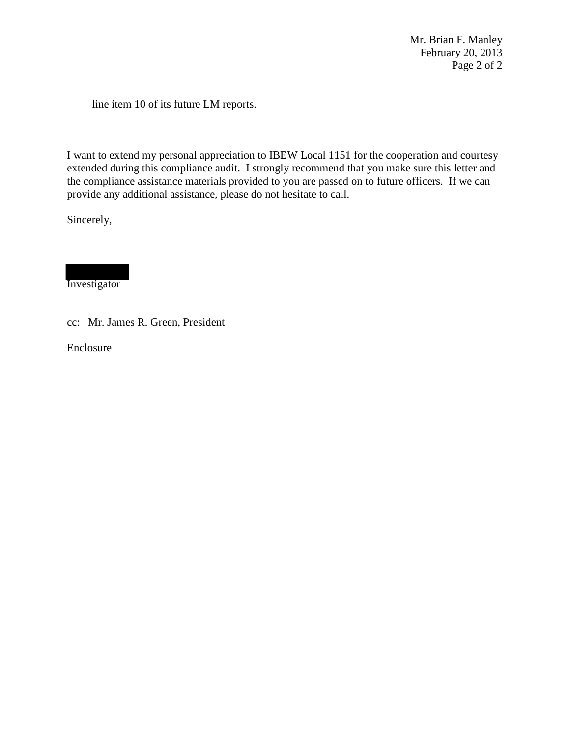line item 10 of its future LM reports.

I want to extend my personal appreciation to IBEW Local 1151 for the cooperation and courtesy extended during this compliance audit. I strongly recommend that you make sure this letter and the compliance assistance materials provided to you are passed on to future officers. If we can provide any additional assistance, please do not hesitate to call.

Sincerely,

Investigator

cc: Mr. James R. Green, President

Enclosure